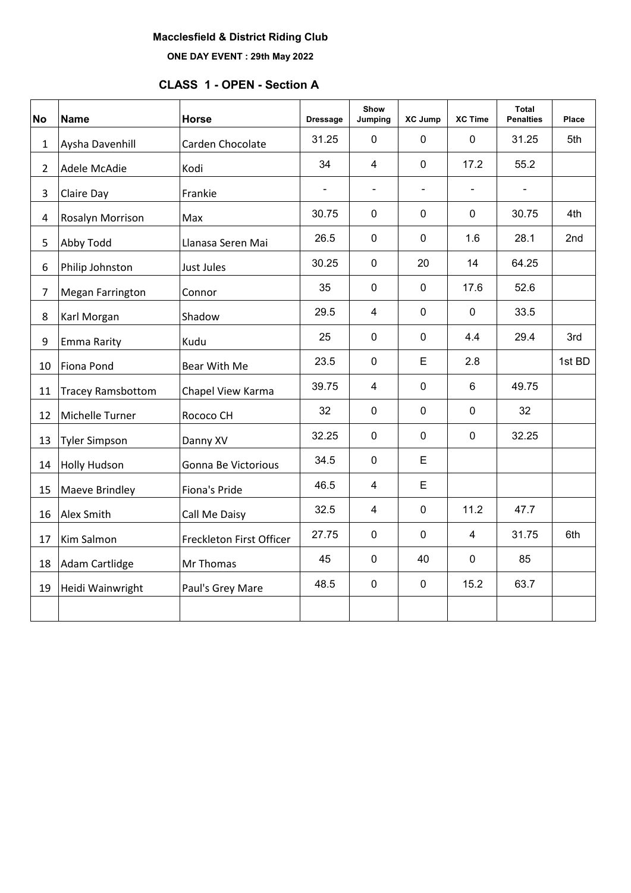**Macclesfield & District Riding Club**

**ONE DAY EVENT : 29th May 2022**

## CLASS 1 - OPEN - Section A

| No | Name | Horse | Dressage | Show Jumping | XC Jump | XC Time | Total Penalties | Place |
|---|---|---|---|---|---|---|---|---|
| 1 | Aysha Davenhill | Carden Chocolate | 31.25 | 0 | 0 | 0 | 31.25 | 5th |
| 2 | Adele McAdie | Kodi | 34 | 4 | 0 | 17.2 | 55.2 | |
| 3 | Claire Day | Frankie | - | - | - | - | - | |
| 4 | Rosalyn Morrison | Max | 30.75 | 0 | 0 | 0 | 30.75 | 4th |
| 5 | Abby Todd | Llanasa Seren Mai | 26.5 | 0 | 0 | 1.6 | 28.1 | 2nd |
| 6 | Philip Johnston | Just Jules | 30.25 | 0 | 20 | 14 | 64.25 | |
| 7 | Megan Farrington | Connor | 35 | 0 | 0 | 17.6 | 52.6 | |
| 8 | Karl Morgan | Shadow | 29.5 | 4 | 0 | 0 | 33.5 | |
| 9 | Emma Rarity | Kudu | 25 | 0 | 0 | 4.4 | 29.4 | 3rd |
| 10 | Fiona Pond | Bear With Me | 23.5 | 0 | E | 2.8 | | 1st BD |
| 11 | Tracey Ramsbottom | Chapel View Karma | 39.75 | 4 | 0 | 6 | 49.75 | |
| 12 | Michelle Turner | Rococo CH | 32 | 0 | 0 | 0 | 32 | |
| 13 | Tyler Simpson | Danny XV | 32.25 | 0 | 0 | 0 | 32.25 | |
| 14 | Holly Hudson | Gonna Be Victorious | 34.5 | 0 | E | | | |
| 15 | Maeve Brindley | Fiona's Pride | 46.5 | 4 | E | | | |
| 16 | Alex Smith | Call Me Daisy | 32.5 | 4 | 0 | 11.2 | 47.7 | |
| 17 | Kim Salmon | Freckleton First Officer | 27.75 | 0 | 0 | 4 | 31.75 | 6th |
| 18 | Adam Cartlidge | Mr Thomas | 45 | 0 | 40 | 0 | 85 | |
| 19 | Heidi Wainwright | Paul's Grey Mare | 48.5 | 0 | 0 | 15.2 | 63.7 | |
| | | | | | | | | |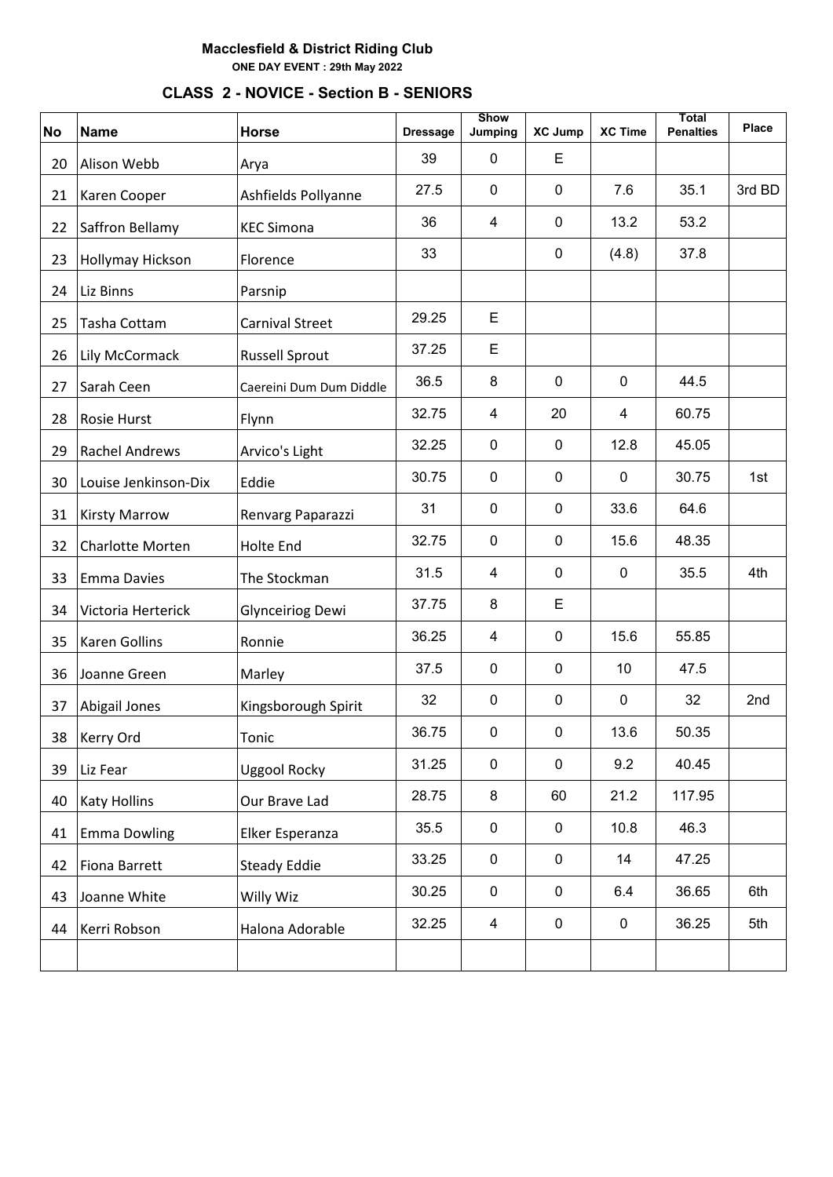**Macclesfield & District Riding Club**

**ONE DAY EVENT : 29th May 2022**

## CLASS 2 - NOVICE - Section B - SENIORS

| No | Name | Horse | Dressage | Show Jumping | XC Jump | XC Time | Total Penalties | Place |
|---|---|---|---|---|---|---|---|---|
| 20 | Alison Webb | Arya | 39 | 0 | E | | | |
| 21 | Karen Cooper | Ashfields Pollyanne | 27.5 | 0 | 0 | 7.6 | 35.1 | 3rd BD |
| 22 | Saffron Bellamy | KEC Simona | 36 | 4 | 0 | 13.2 | 53.2 | |
| 23 | Hollymay Hickson | Florence | 33 | | 0 | (4.8) | 37.8 | |
| 24 | Liz Binns | Parsnip | | | | | | |
| 25 | Tasha Cottam | Carnival Street | 29.25 | E | | | | |
| 26 | Lily McCormack | Russell Sprout | 37.25 | E | | | | |
| 27 | Sarah Ceen | Caereini Dum Dum Diddle | 36.5 | 8 | 0 | 0 | 44.5 | |
| 28 | Rosie Hurst | Flynn | 32.75 | 4 | 20 | 4 | 60.75 | |
| 29 | Rachel Andrews | Arvico's Light | 32.25 | 0 | 0 | 12.8 | 45.05 | |
| 30 | Louise Jenkinson-Dix | Eddie | 30.75 | 0 | 0 | 0 | 30.75 | 1st |
| 31 | Kirsty Marrow | Renvarg Paparazzi | 31 | 0 | 0 | 33.6 | 64.6 | |
| 32 | Charlotte Morten | Holte End | 32.75 | 0 | 0 | 15.6 | 48.35 | |
| 33 | Emma Davies | The Stockman | 31.5 | 4 | 0 | 0 | 35.5 | 4th |
| 34 | Victoria Herterick | Glynceiriog Dewi | 37.75 | 8 | E | | | |
| 35 | Karen Gollins | Ronnie | 36.25 | 4 | 0 | 15.6 | 55.85 | |
| 36 | Joanne Green | Marley | 37.5 | 0 | 0 | 10 | 47.5 | |
| 37 | Abigail Jones | Kingsborough Spirit | 32 | 0 | 0 | 0 | 32 | 2nd |
| 38 | Kerry Ord | Tonic | 36.75 | 0 | 0 | 13.6 | 50.35 | |
| 39 | Liz Fear | Uggool Rocky | 31.25 | 0 | 0 | 9.2 | 40.45 | |
| 40 | Katy Hollins | Our Brave Lad | 28.75 | 8 | 60 | 21.2 | 117.95 | |
| 41 | Emma Dowling | Elker Esperanza | 35.5 | 0 | 0 | 10.8 | 46.3 | |
| 42 | Fiona Barrett | Steady Eddie | 33.25 | 0 | 0 | 14 | 47.25 | |
| 43 | Joanne White | Willy Wiz | 30.25 | 0 | 0 | 6.4 | 36.65 | 6th |
| 44 | Kerri Robson | Halona Adorable | 32.25 | 4 | 0 | 0 | 36.25 | 5th |
| | | | | | | | | |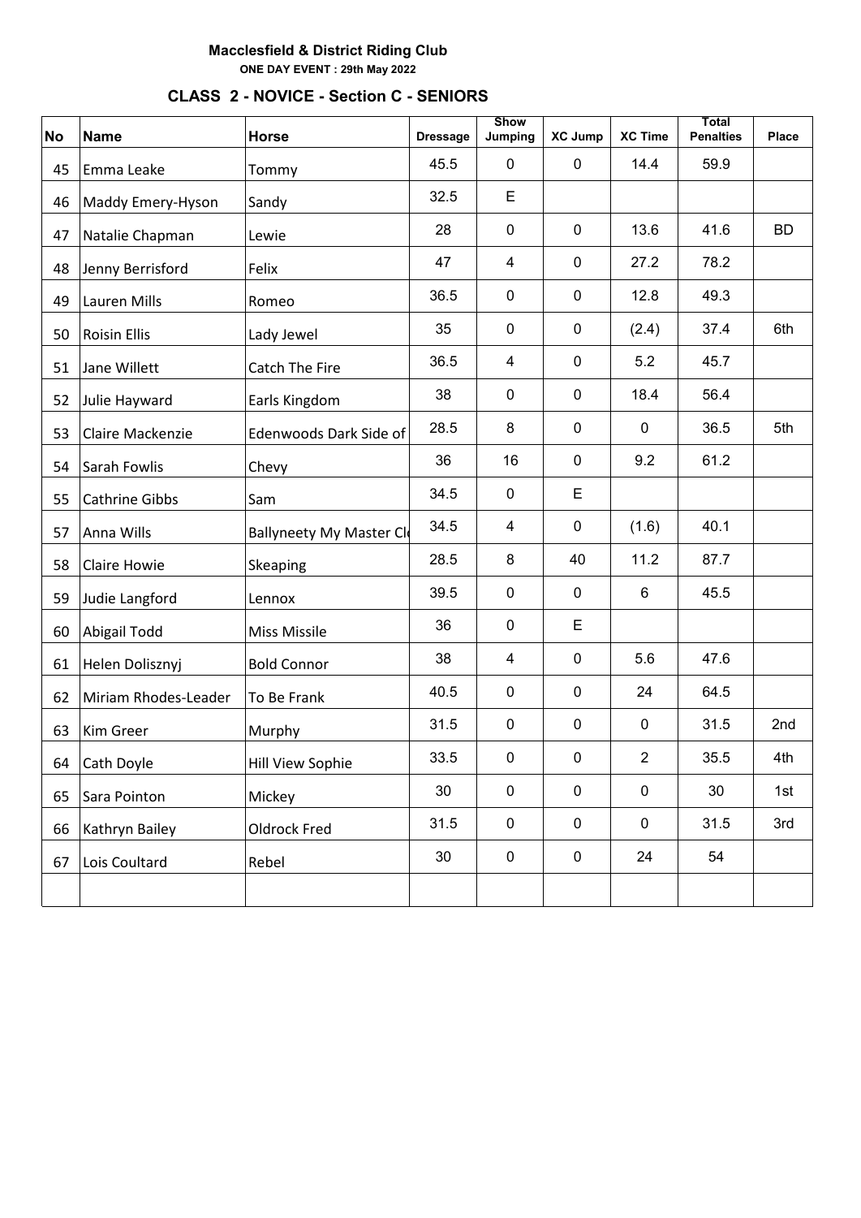**Macclesfield & District Riding Club**

**ONE DAY EVENT : 29th May 2022**

## CLASS 2 - NOVICE - Section C - SENIORS

| No | Name | Horse | Dressage | Show Jumping | XC Jump | XC Time | Total Penalties | Place |
|---|---|---|---|---|---|---|---|---|
| 45 | Emma Leake | Tommy | 45.5 | 0 | 0 | 14.4 | 59.9 | |
| 46 | Maddy Emery-Hyson | Sandy | 32.5 | E | | | | |
| 47 | Natalie Chapman | Lewie | 28 | 0 | 0 | 13.6 | 41.6 | BD |
| 48 | Jenny Berrisford | Felix | 47 | 4 | 0 | 27.2 | 78.2 | |
| 49 | Lauren Mills | Romeo | 36.5 | 0 | 0 | 12.8 | 49.3 | |
| 50 | Roisin Ellis | Lady Jewel | 35 | 0 | 0 | (2.4) | 37.4 | 6th |
| 51 | Jane Willett | Catch The Fire | 36.5 | 4 | 0 | 5.2 | 45.7 | |
| 52 | Julie Hayward | Earls Kingdom | 38 | 0 | 0 | 18.4 | 56.4 | |
| 53 | Claire Mackenzie | Edenwoods Dark Side of | 28.5 | 8 | 0 | 0 | 36.5 | 5th |
| 54 | Sarah Fowlis | Chevy | 36 | 16 | 0 | 9.2 | 61.2 | |
| 55 | Cathrine Gibbs | Sam | 34.5 | 0 | E | | | |
| 57 | Anna Wills | Ballyneety My Master Cl | 34.5 | 4 | 0 | (1.6) | 40.1 | |
| 58 | Claire Howie | Skeaping | 28.5 | 8 | 40 | 11.2 | 87.7 | |
| 59 | Judie Langford | Lennox | 39.5 | 0 | 0 | 6 | 45.5 | |
| 60 | Abigail Todd | Miss Missile | 36 | 0 | E | | | |
| 61 | Helen Dolisznyj | Bold Connor | 38 | 4 | 0 | 5.6 | 47.6 | |
| 62 | Miriam Rhodes-Leader | To Be Frank | 40.5 | 0 | 0 | 24 | 64.5 | |
| 63 | Kim Greer | Murphy | 31.5 | 0 | 0 | 0 | 31.5 | 2nd |
| 64 | Cath Doyle | Hill View Sophie | 33.5 | 0 | 0 | 2 | 35.5 | 4th |
| 65 | Sara Pointon | Mickey | 30 | 0 | 0 | 0 | 30 | 1st |
| 66 | Kathryn Bailey | Oldrock Fred | 31.5 | 0 | 0 | 0 | 31.5 | 3rd |
| 67 | Lois Coultard | Rebel | 30 | 0 | 0 | 24 | 54 | |
| | | | | | | | | |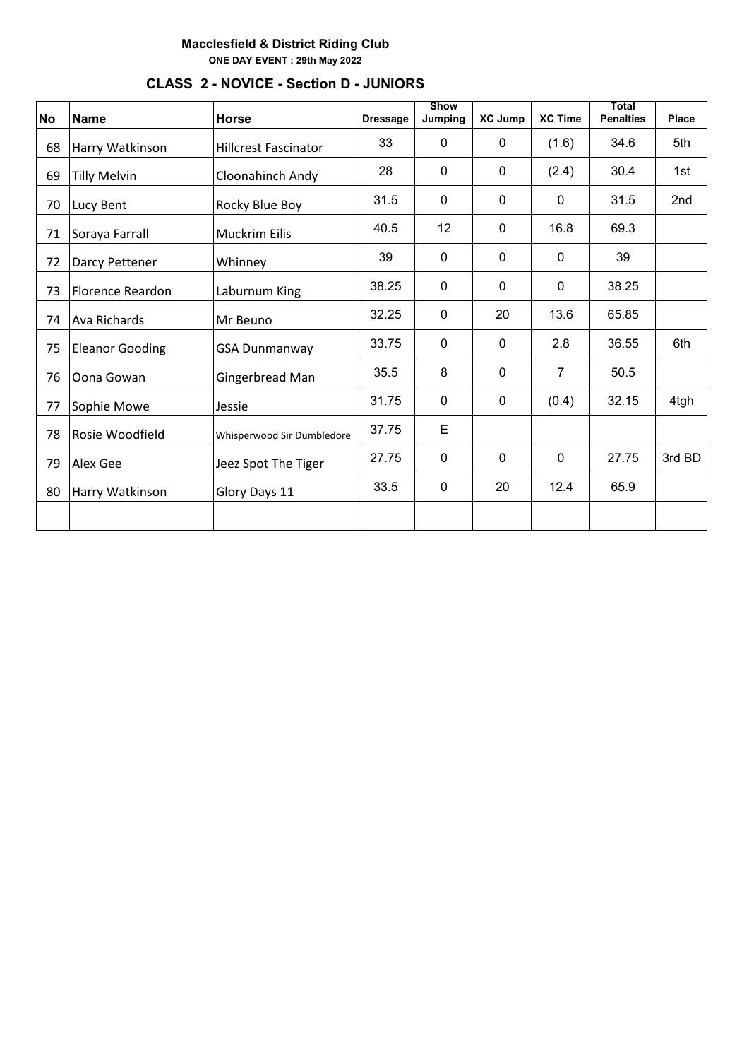**Macclesfield & District Riding Club**

**ONE DAY EVENT : 29th May 2022**

## CLASS 2 - NOVICE - Section D - JUNIORS

| No | Name | Horse | Dressage | Show Jumping | XC Jump | XC Time | Total Penalties | Place |
|---|---|---|---|---|---|---|---|---|
| 68 | Harry Watkinson | Hillcrest Fascinator | 33 | 0 | 0 | (1.6) | 34.6 | 5th |
| 69 | Tilly Melvin | Cloonahinch Andy | 28 | 0 | 0 | (2.4) | 30.4 | 1st |
| 70 | Lucy Bent | Rocky Blue Boy | 31.5 | 0 | 0 | 0 | 31.5 | 2nd |
| 71 | Soraya Farrall | Muckrim Eilis | 40.5 | 12 | 0 | 16.8 | 69.3 | |
| 72 | Darcy Pettener | Whinney | 39 | 0 | 0 | 0 | 39 | |
| 73 | Florence Reardon | Laburnum King | 38.25 | 0 | 0 | 0 | 38.25 | |
| 74 | Ava Richards | Mr Beuno | 32.25 | 0 | 20 | 13.6 | 65.85 | |
| 75 | Eleanor Gooding | GSA Dunmanway | 33.75 | 0 | 0 | 2.8 | 36.55 | 6th |
| 76 | Oona Gowan | Gingerbread Man | 35.5 | 8 | 0 | 7 | 50.5 | |
| 77 | Sophie Mowe | Jessie | 31.75 | 0 | 0 | (0.4) | 32.15 | 4tgh |
| 78 | Rosie Woodfield | Whisperwood Sir Dumbledore | 37.75 | E | | | | |
| 79 | Alex Gee | Jeez Spot The Tiger | 27.75 | 0 | 0 | 0 | 27.75 | 3rd BD |
| 80 | Harry Watkinson | Glory Days 11 | 33.5 | 0 | 20 | 12.4 | 65.9 | |
| | | | | | | | | |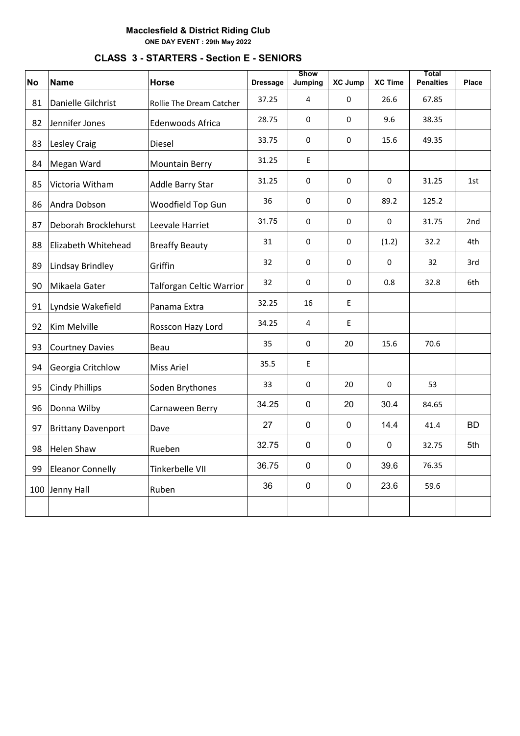**Macclesfield & District Riding Club**

**ONE DAY EVENT : 29th May 2022**

### CLASS 3 - STARTERS - Section E - SENIORS

| No | Name | Horse | Dressage | Show Jumping | XC Jump | XC Time | Total Penalties | Place |
|---|---|---|---|---|---|---|---|---|
| 81 | Danielle Gilchrist | Rollie The Dream Catcher | 37.25 | 4 | 0 | 26.6 | 67.85 | |
| 82 | Jennifer Jones | Edenwoods Africa | 28.75 | 0 | 0 | 9.6 | 38.35 | |
| 83 | Lesley Craig | Diesel | 33.75 | 0 | 0 | 15.6 | 49.35 | |
| 84 | Megan Ward | Mountain Berry | 31.25 | E | | | | |
| 85 | Victoria Witham | Addle Barry Star | 31.25 | 0 | 0 | 0 | 31.25 | 1st |
| 86 | Andra Dobson | Woodfield Top Gun | 36 | 0 | 0 | 89.2 | 125.2 | |
| 87 | Deborah Brocklehurst | Leevale Harriet | 31.75 | 0 | 0 | 0 | 31.75 | 2nd |
| 88 | Elizabeth Whitehead | Breaffy Beauty | 31 | 0 | 0 | (1.2) | 32.2 | 4th |
| 89 | Lindsay Brindley | Griffin | 32 | 0 | 0 | 0 | 32 | 3rd |
| 90 | Mikaela Gater | Talforgan Celtic Warrior | 32 | 0 | 0 | 0.8 | 32.8 | 6th |
| 91 | Lyndsie Wakefield | Panama Extra | 32.25 | 16 | E | | | |
| 92 | Kim Melville | Rosscon Hazy Lord | 34.25 | 4 | E | | | |
| 93 | Courtney Davies | Beau | 35 | 0 | 20 | 15.6 | 70.6 | |
| 94 | Georgia Critchlow | Miss Ariel | 35.5 | E | | | | |
| 95 | Cindy Phillips | Soden Brythones | 33 | 0 | 20 | 0 | 53 | |
| 96 | Donna Wilby | Carnaween Berry | 34.25 | 0 | 20 | 30.4 | 84.65 | |
| 97 | Brittany Davenport | Dave | 27 | 0 | 0 | 14.4 | 41.4 | BD |
| 98 | Helen Shaw | Rueben | 32.75 | 0 | 0 | 0 | 32.75 | 5th |
| 99 | Eleanor Connelly | Tinkerbelle VII | 36.75 | 0 | 0 | 39.6 | 76.35 | |
| 100 | Jenny Hall | Ruben | 36 | 0 | 0 | 23.6 | 59.6 | |
| | | | | | | | | |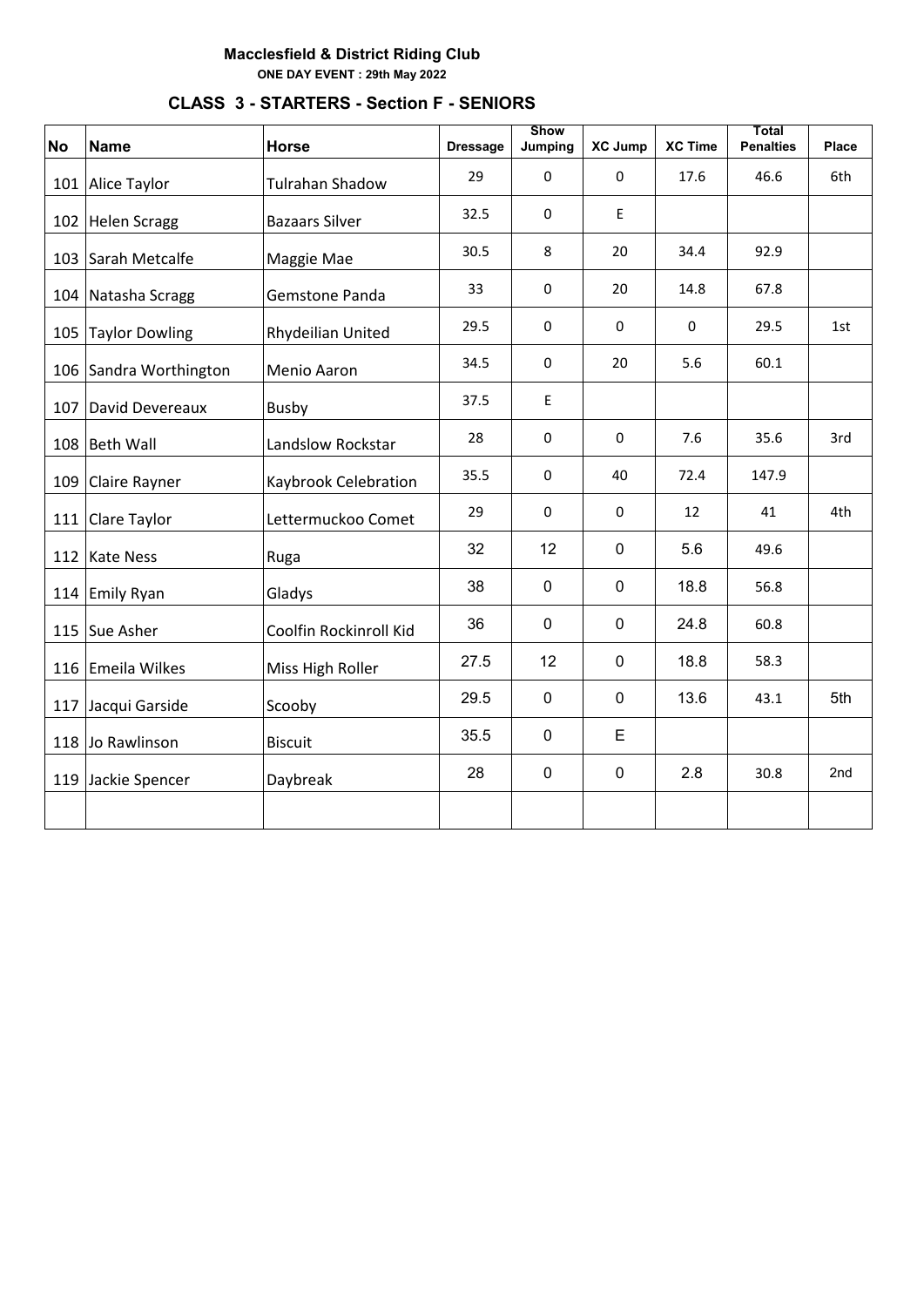**Macclesfield & District Riding Club**

**ONE DAY EVENT : 29th May 2022**

### CLASS 3 - STARTERS - Section F - SENIORS

| No | Name | Horse | Dressage | Show Jumping | XC Jump | XC Time | Total Penalties | Place |
|---|---|---|---|---|---|---|---|---|
| 101 | Alice Taylor | Tulrahan Shadow | 29 | 0 | 0 | 17.6 | 46.6 | 6th |
| 102 | Helen Scragg | Bazaars Silver | 32.5 | 0 | E | | | |
| 103 | Sarah Metcalfe | Maggie Mae | 30.5 | 8 | 20 | 34.4 | 92.9 | |
| 104 | Natasha Scragg | Gemstone Panda | 33 | 0 | 20 | 14.8 | 67.8 | |
| 105 | Taylor Dowling | Rhydeilian United | 29.5 | 0 | 0 | 0 | 29.5 | 1st |
| 106 | Sandra Worthington | Menio Aaron | 34.5 | 0 | 20 | 5.6 | 60.1 | |
| 107 | David Devereaux | Busby | 37.5 | E | | | | |
| 108 | Beth Wall | Landslow Rockstar | 28 | 0 | 0 | 7.6 | 35.6 | 3rd |
| 109 | Claire Rayner | Kaybrook Celebration | 35.5 | 0 | 40 | 72.4 | 147.9 | |
| 111 | Clare Taylor | Lettermuckoo Comet | 29 | 0 | 0 | 12 | 41 | 4th |
| 112 | Kate Ness | Ruga | 32 | 12 | 0 | 5.6 | 49.6 | |
| 114 | Emily Ryan | Gladys | 38 | 0 | 0 | 18.8 | 56.8 | |
| 115 | Sue Asher | Coolfin Rockinroll Kid | 36 | 0 | 0 | 24.8 | 60.8 | |
| 116 | Emeila Wilkes | Miss High Roller | 27.5 | 12 | 0 | 18.8 | 58.3 | |
| 117 | Jacqui Garside | Scooby | 29.5 | 0 | 0 | 13.6 | 43.1 | 5th |
| 118 | Jo Rawlinson | Biscuit | 35.5 | 0 | E | | | |
| 119 | Jackie Spencer | Daybreak | 28 | 0 | 0 | 2.8 | 30.8 | 2nd |
| | | | | | | | | |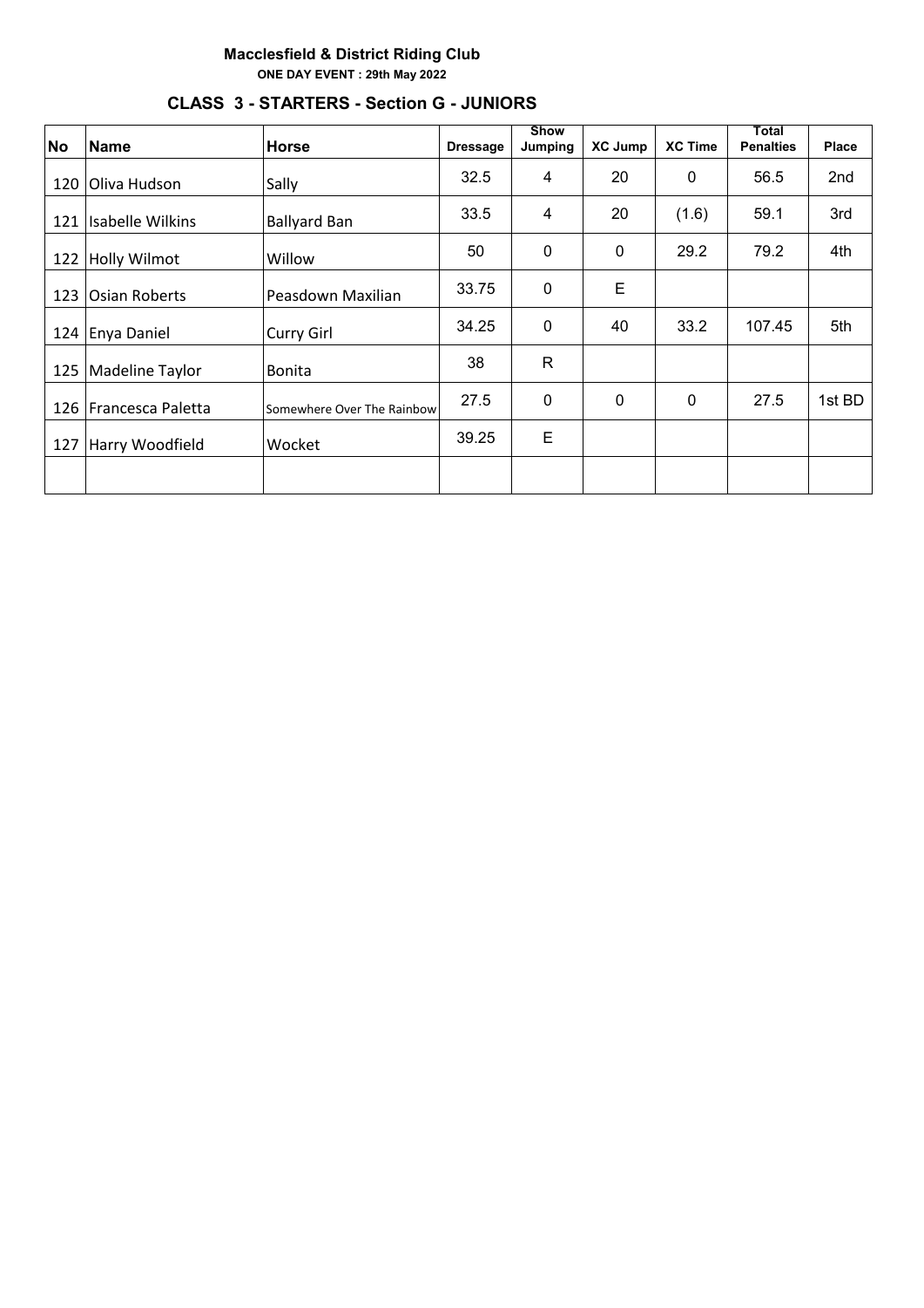**Macclesfield & District Riding Club**

**ONE DAY EVENT : 29th May 2022**

## CLASS 3 - STARTERS - Section G - JUNIORS

| No | Name | Horse | Dressage | Show Jumping | XC Jump | XC Time | Total Penalties | Place |
|---|---|---|---|---|---|---|---|---|
| 120 | Oliva Hudson | Sally | 32.5 | 4 | 20 | 0 | 56.5 | 2nd |
| 121 | Isabelle Wilkins | Ballyard Ban | 33.5 | 4 | 20 | (1.6) | 59.1 | 3rd |
| 122 | Holly Wilmot | Willow | 50 | 0 | 0 | 29.2 | 79.2 | 4th |
| 123 | Osian Roberts | Peasdown Maxilian | 33.75 | 0 | E | | | |
| 124 | Enya Daniel | Curry Girl | 34.25 | 0 | 40 | 33.2 | 107.45 | 5th |
| 125 | Madeline Taylor | Bonita | 38 | R | | | | |
| 126 | Francesca Paletta | Somewhere Over The Rainbow | 27.5 | 0 | 0 | 0 | 27.5 | 1st BD |
| 127 | Harry Woodfield | Wocket | 39.25 | E | | | | |
| | | | | | | | | |